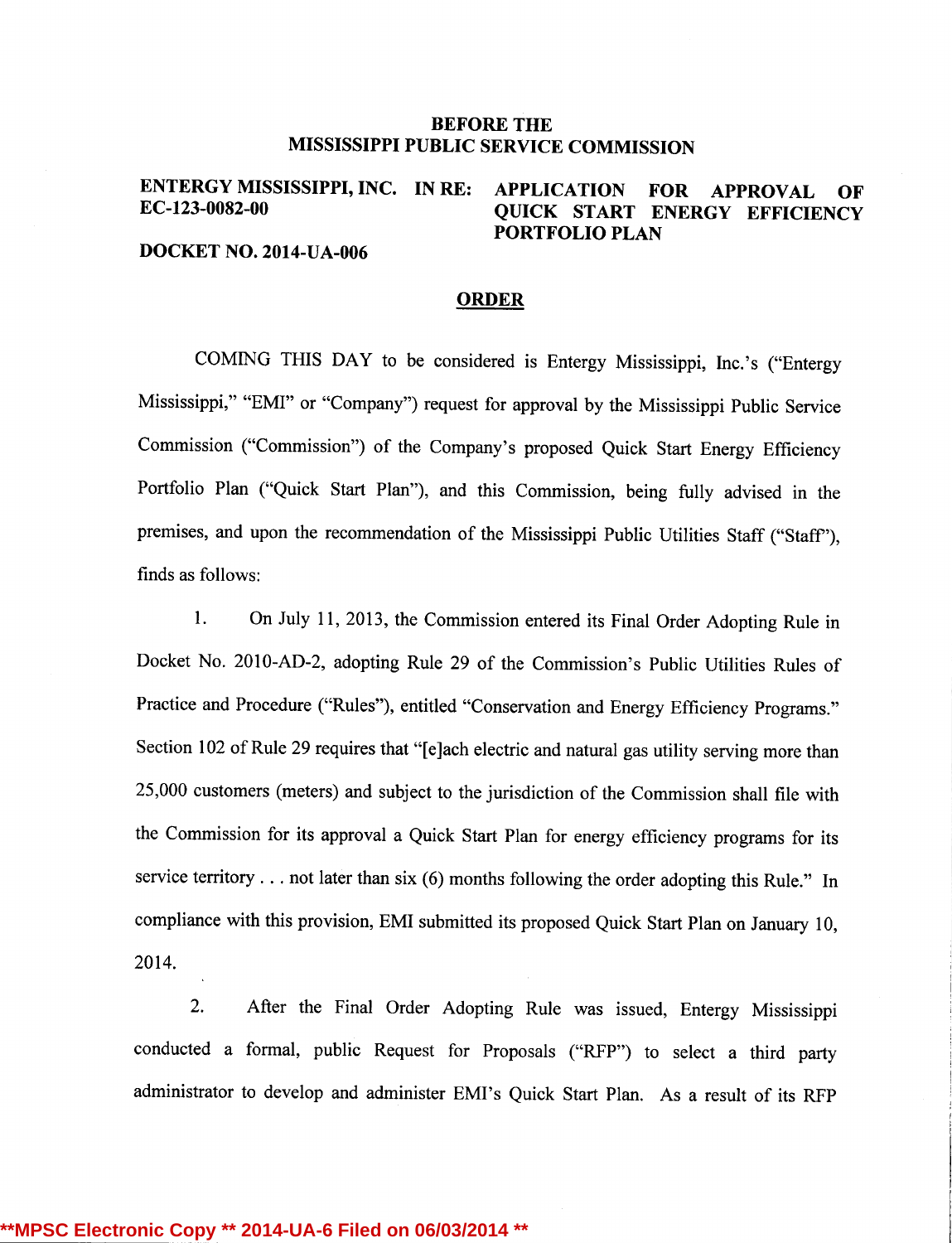**BEFORE THE**
**MISSISSIPPI PUBLIC SERVICE COMMISSION**

**ENTERGY MISSISSIPPI, INC.**
**EC-123-0082-00**

**IN RE: APPLICATION FOR APPROVAL OF QUICK START ENERGY EFFICIENCY PORTFOLIO PLAN**

**DOCKET NO. 2014-UA-006**

## ORDER

COMING THIS DAY to be considered is Entergy Mississippi, Inc.'s ("Entergy Mississippi," "EMI" or "Company") request for approval by the Mississippi Public Service Commission ("Commission") of the Company's proposed Quick Start Energy Efficiency Portfolio Plan ("Quick Start Plan"), and this Commission, being fully advised in the premises, and upon the recommendation of the Mississippi Public Utilities Staff ("Staff"), finds as follows:

1. On July 11, 2013, the Commission entered its Final Order Adopting Rule in Docket No. 2010-AD-2, adopting Rule 29 of the Commission's Public Utilities Rules of Practice and Procedure ("Rules"), entitled "Conservation and Energy Efficiency Programs." Section 102 of Rule 29 requires that "[e]ach electric and natural gas utility serving more than 25,000 customers (meters) and subject to the jurisdiction of the Commission shall file with the Commission for its approval a Quick Start Plan for energy efficiency programs for its service territory . . . not later than six (6) months following the order adopting this Rule." In compliance with this provision, EMI submitted its proposed Quick Start Plan on January 10, 2014.

2. After the Final Order Adopting Rule was issued, Entergy Mississippi conducted a formal, public Request for Proposals ("RFP") to select a third party administrator to develop and administer EMI's Quick Start Plan. As a result of its RFP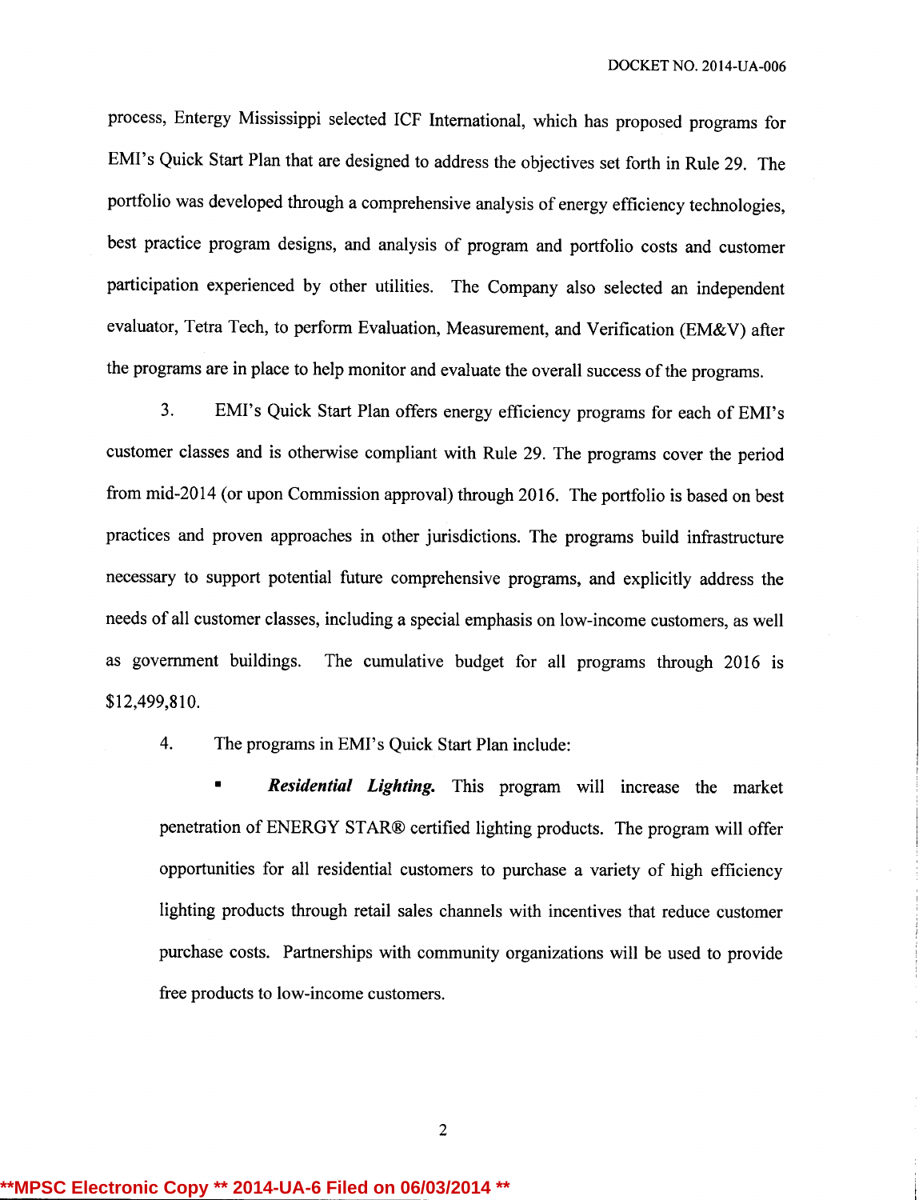process, Entergy Mississippi selected ICF International, which has proposed programs for EMI's Quick Start Plan that are designed to address the objectives set forth in Rule 29. The portfolio was developed through a comprehensive analysis of energy efficiency technologies, best practice program designs, and analysis of program and portfolio costs and customer participation experienced by other utilities. The Company also selected an independent evaluator, Tetra Tech, to perform Evaluation, Measurement, and Verification (EM&V) after the programs are in place to help monitor and evaluate the overall success of the programs.

3. EMI's Quick Start Plan offers energy efficiency programs for each of EMI's customer classes and is otherwise compliant with Rule 29. The programs cover the period from mid-2014 (or upon Commission approval) through 2016. The portfolio is based on best practices and proven approaches in other jurisdictions. The programs build infrastructure necessary to support potential future comprehensive programs, and explicitly address the needs of all customer classes, including a special emphasis on low-income customers, as well as government buildings. The cumulative budget for all programs through 2016 is $12,499,810.

4. The programs in EMI's Quick Start Plan include:

- ***Residential Lighting.*** This program will increase the market penetration of ENERGY STAR® certified lighting products. The program will offer opportunities for all residential customers to purchase a variety of high efficiency lighting products through retail sales channels with incentives that reduce customer purchase costs. Partnerships with community organizations will be used to provide free products to low-income customers.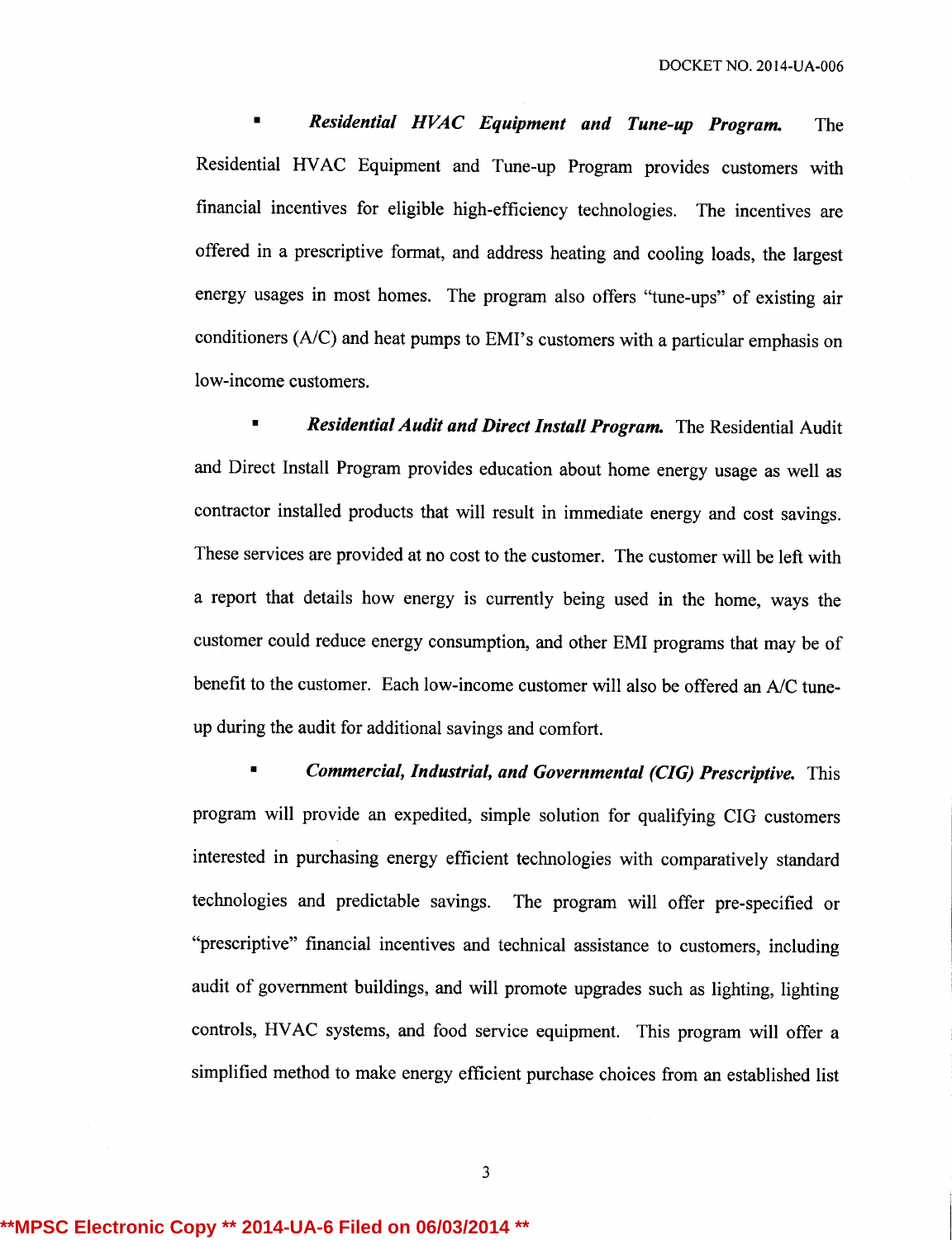- ***Residential HVAC Equipment and Tune-up Program.*** The Residential HVAC Equipment and Tune-up Program provides customers with financial incentives for eligible high-efficiency technologies. The incentives are offered in a prescriptive format, and address heating and cooling loads, the largest energy usages in most homes. The program also offers "tune-ups" of existing air conditioners (A/C) and heat pumps to EMI's customers with a particular emphasis on low-income customers.

- ***Residential Audit and Direct Install Program.*** The Residential Audit and Direct Install Program provides education about home energy usage as well as contractor installed products that will result in immediate energy and cost savings. These services are provided at no cost to the customer. The customer will be left with a report that details how energy is currently being used in the home, ways the customer could reduce energy consumption, and other EMI programs that may be of benefit to the customer. Each low-income customer will also be offered an A/C tune-up during the audit for additional savings and comfort.

- ***Commercial, Industrial, and Governmental (CIG) Prescriptive.*** This program will provide an expedited, simple solution for qualifying CIG customers interested in purchasing energy efficient technologies with comparatively standard technologies and predictable savings. The program will offer pre-specified or "prescriptive" financial incentives and technical assistance to customers, including audit of government buildings, and will promote upgrades such as lighting, lighting controls, HVAC systems, and food service equipment. This program will offer a simplified method to make energy efficient purchase choices from an established list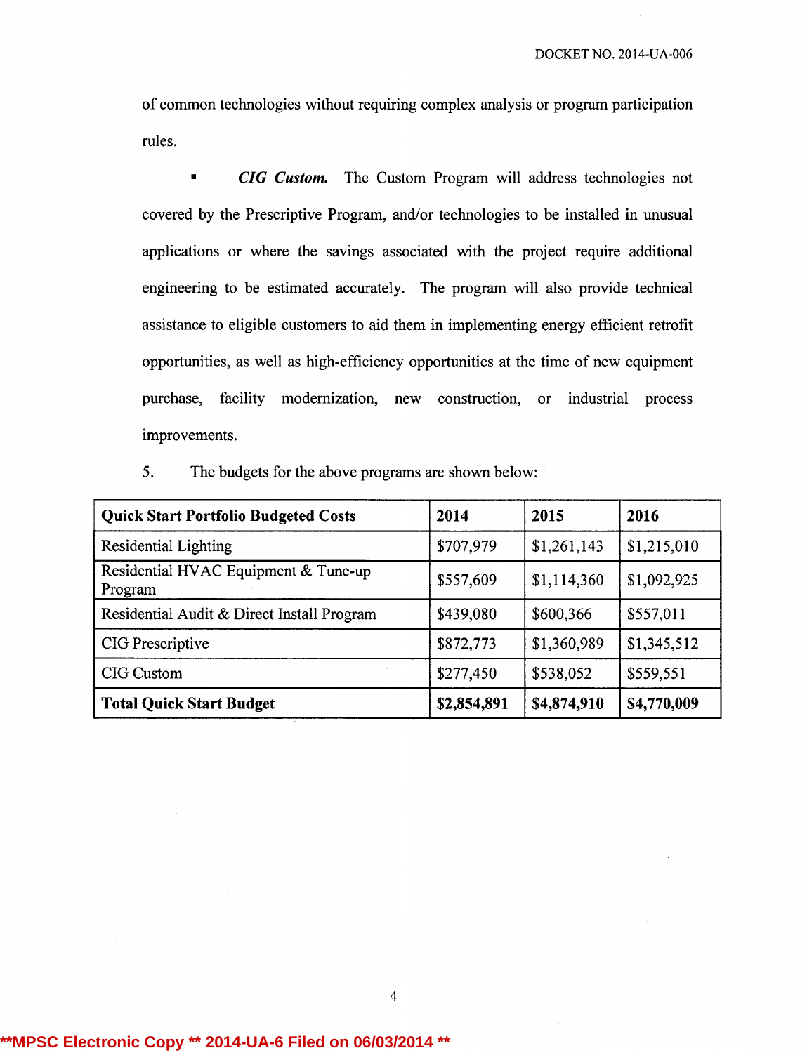of common technologies without requiring complex analysis or program participation rules.

- ***CIG Custom.*** The Custom Program will address technologies not covered by the Prescriptive Program, and/or technologies to be installed in unusual applications or where the savings associated with the project require additional engineering to be estimated accurately. The program will also provide technical assistance to eligible customers to aid them in implementing energy efficient retrofit opportunities, as well as high-efficiency opportunities at the time of new equipment purchase, facility modernization, new construction, or industrial process improvements.

5. The budgets for the above programs are shown below:

| **Quick Start Portfolio Budgeted Costs** | **2014** | **2015** | **2016** |
|---|---|---|---|
| Residential Lighting | $707,979 | $1,261,143 | $1,215,010 |
| Residential HVAC Equipment & Tune-up Program | $557,609 | $1,114,360 | $1,092,925 |
| Residential Audit & Direct Install Program | $439,080 | $600,366 | $557,011 |
| CIG Prescriptive | $872,773 | $1,360,989 | $1,345,512 |
| CIG Custom | $277,450 | $538,052 | $559,551 |
| **Total Quick Start Budget** | **$2,854,891** | **$4,874,910** | **$4,770,009** |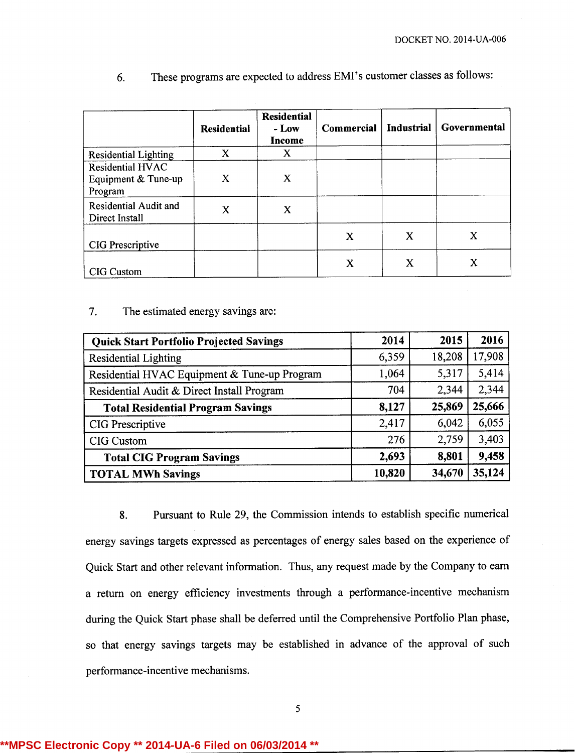6. These programs are expected to address EMI's customer classes as follows:

| | Residential | Residential - Low Income | Commercial | Industrial | Governmental |
|---|---|---|---|---|---|
| Residential Lighting | X | X | | | |
| Residential HVAC Equipment & Tune-up Program | X | X | | | |
| Residential Audit and Direct Install | X | X | | | |
| CIG Prescriptive | | | X | X | X |
| CIG Custom | | | X | X | X |

7. The estimated energy savings are:

| **Quick Start Portfolio Projected Savings** | **2014** | **2015** | **2016** |
|---|---|---|---|
| Residential Lighting | 6,359 | 18,208 | 17,908 |
| Residential HVAC Equipment & Tune-up Program | 1,064 | 5,317 | 5,414 |
| Residential Audit & Direct Install Program | 704 | 2,344 | 2,344 |
| **Total Residential Program Savings** | **8,127** | **25,869** | **25,666** |
| CIG Prescriptive | 2,417 | 6,042 | 6,055 |
| CIG Custom | 276 | 2,759 | 3,403 |
| **Total CIG Program Savings** | **2,693** | **8,801** | **9,458** |
| **TOTAL MWh Savings** | **10,820** | **34,670** | **35,124** |

8. Pursuant to Rule 29, the Commission intends to establish specific numerical energy savings targets expressed as percentages of energy sales based on the experience of Quick Start and other relevant information. Thus, any request made by the Company to earn a return on energy efficiency investments through a performance-incentive mechanism during the Quick Start phase shall be deferred until the Comprehensive Portfolio Plan phase, so that energy savings targets may be established in advance of the approval of such performance-incentive mechanisms.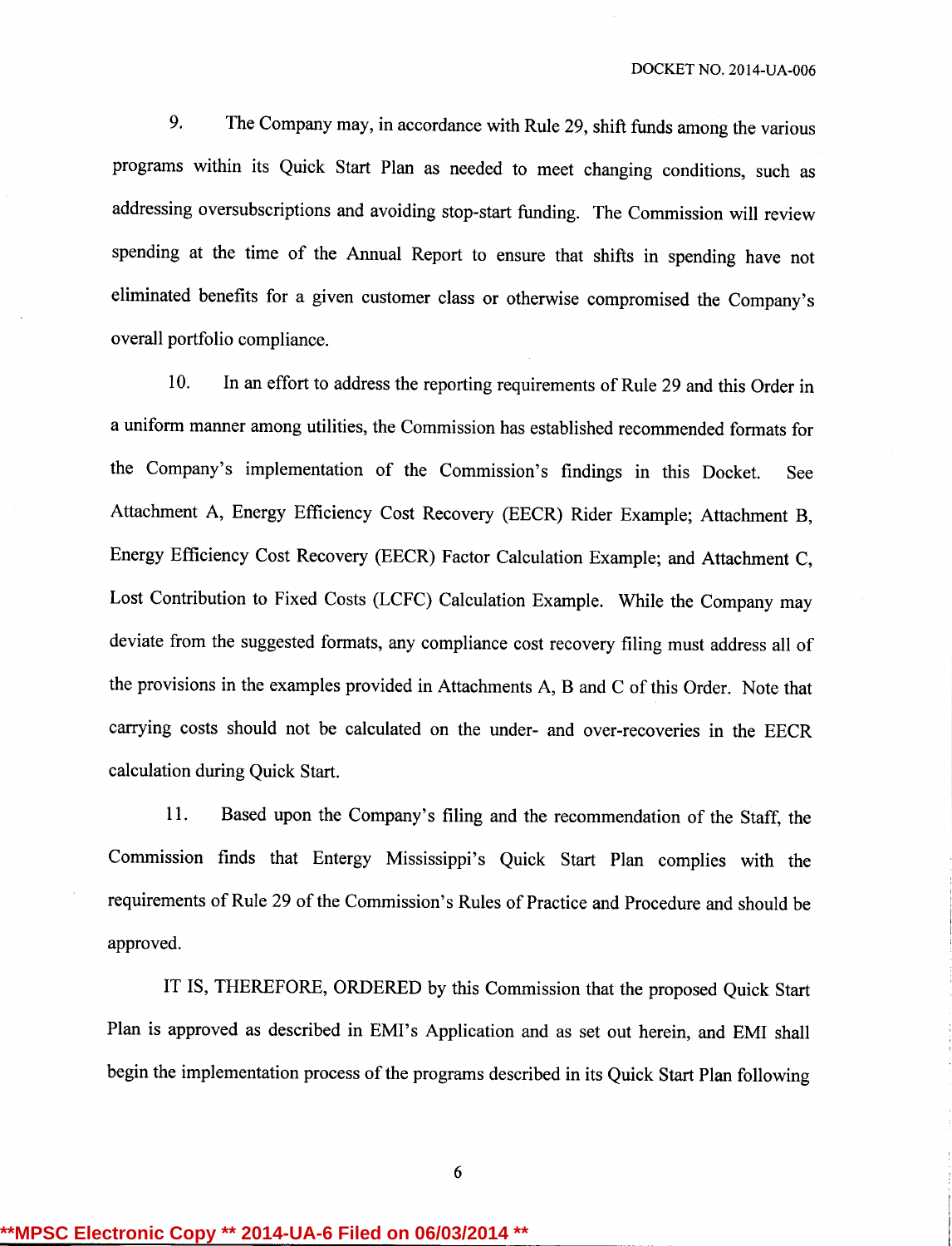9. The Company may, in accordance with Rule 29, shift funds among the various programs within its Quick Start Plan as needed to meet changing conditions, such as addressing oversubscriptions and avoiding stop-start funding. The Commission will review spending at the time of the Annual Report to ensure that shifts in spending have not eliminated benefits for a given customer class or otherwise compromised the Company's overall portfolio compliance.

10. In an effort to address the reporting requirements of Rule 29 and this Order in a uniform manner among utilities, the Commission has established recommended formats for the Company's implementation of the Commission's findings in this Docket. See Attachment A, Energy Efficiency Cost Recovery (EECR) Rider Example; Attachment B, Energy Efficiency Cost Recovery (EECR) Factor Calculation Example; and Attachment C, Lost Contribution to Fixed Costs (LCFC) Calculation Example. While the Company may deviate from the suggested formats, any compliance cost recovery filing must address all of the provisions in the examples provided in Attachments A, B and C of this Order. Note that carrying costs should not be calculated on the under- and over-recoveries in the EECR calculation during Quick Start.

11. Based upon the Company's filing and the recommendation of the Staff, the Commission finds that Entergy Mississippi's Quick Start Plan complies with the requirements of Rule 29 of the Commission's Rules of Practice and Procedure and should be approved.

IT IS, THEREFORE, ORDERED by this Commission that the proposed Quick Start Plan is approved as described in EMI's Application and as set out herein, and EMI shall begin the implementation process of the programs described in its Quick Start Plan following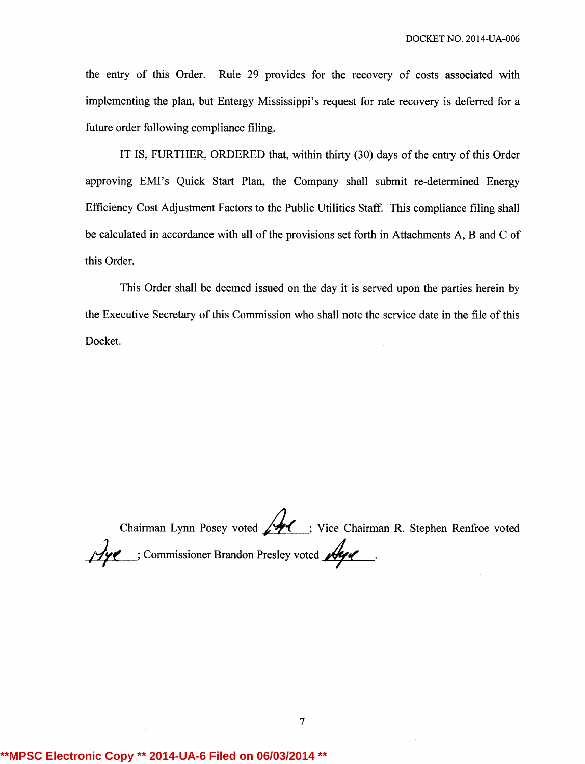the entry of this Order. Rule 29 provides for the recovery of costs associated with implementing the plan, but Entergy Mississippi's request for rate recovery is deferred for a future order following compliance filing.

IT IS, FURTHER, ORDERED that, within thirty (30) days of the entry of this Order approving EMI's Quick Start Plan, the Company shall submit re-determined Energy Efficiency Cost Adjustment Factors to the Public Utilities Staff. This compliance filing shall be calculated in accordance with all of the provisions set forth in Attachments A, B and C of this Order.

This Order shall be deemed issued on the day it is served upon the parties herein by the Executive Secretary of this Commission who shall note the service date in the file of this Docket.

Chairman Lynn Posey voted Aye; Vice Chairman R. Stephen Renfroe voted Aye; Commissioner Brandon Presley voted Aye.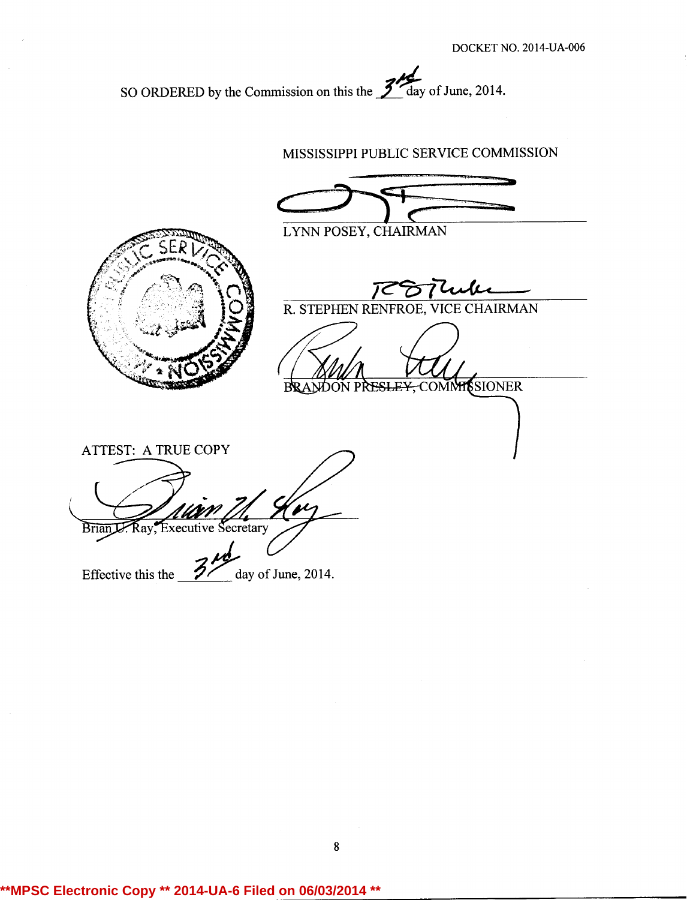DOCKET NO. 2014-UA-006

SO ORDERED by the Commission on this the 3rd day of June, 2014.

MISSISSIPPI PUBLIC SERVICE COMMISSION

LYNN POSEY, CHAIRMAN

R. STEPHEN RENFROE, VICE CHAIRMAN

BRANDON PRESLEY, COMMISSIONER

ATTEST: A TRUE COPY

Brian U. Ray, Executive Secretary

Effective this the 3rd day of June, 2014.

**MPSC Electronic Copy ** 2014-UA-6 Filed on 06/03/2014 **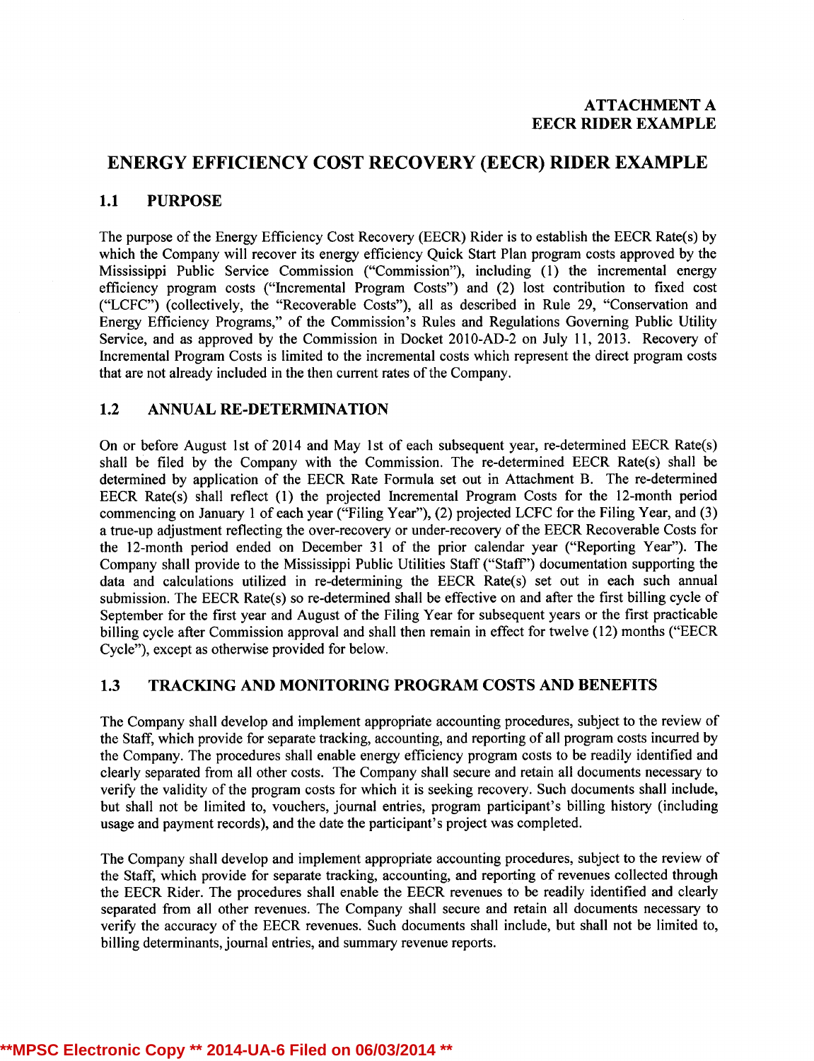**ATTACHMENT A**
**EECR RIDER EXAMPLE**

# ENERGY EFFICIENCY COST RECOVERY (EECR) RIDER EXAMPLE

## 1.1 PURPOSE

The purpose of the Energy Efficiency Cost Recovery (EECR) Rider is to establish the EECR Rate(s) by which the Company will recover its energy efficiency Quick Start Plan program costs approved by the Mississippi Public Service Commission ("Commission"), including (1) the incremental energy efficiency program costs ("Incremental Program Costs") and (2) lost contribution to fixed cost ("LCFC") (collectively, the "Recoverable Costs"), all as described in Rule 29, "Conservation and Energy Efficiency Programs," of the Commission's Rules and Regulations Governing Public Utility Service, and as approved by the Commission in Docket 2010-AD-2 on July 11, 2013. Recovery of Incremental Program Costs is limited to the incremental costs which represent the direct program costs that are not already included in the then current rates of the Company.

## 1.2 ANNUAL RE-DETERMINATION

On or before August 1st of 2014 and May 1st of each subsequent year, re-determined EECR Rate(s) shall be filed by the Company with the Commission. The re-determined EECR Rate(s) shall be determined by application of the EECR Rate Formula set out in Attachment B. The re-determined EECR Rate(s) shall reflect (1) the projected Incremental Program Costs for the 12-month period commencing on January 1 of each year ("Filing Year"), (2) projected LCFC for the Filing Year, and (3) a true-up adjustment reflecting the over-recovery or under-recovery of the EECR Recoverable Costs for the 12-month period ended on December 31 of the prior calendar year ("Reporting Year"). The Company shall provide to the Mississippi Public Utilities Staff ("Staff") documentation supporting the data and calculations utilized in re-determining the EECR Rate(s) set out in each such annual submission. The EECR Rate(s) so re-determined shall be effective on and after the first billing cycle of September for the first year and August of the Filing Year for subsequent years or the first practicable billing cycle after Commission approval and shall then remain in effect for twelve (12) months ("EECR Cycle"), except as otherwise provided for below.

## 1.3 TRACKING AND MONITORING PROGRAM COSTS AND BENEFITS

The Company shall develop and implement appropriate accounting procedures, subject to the review of the Staff, which provide for separate tracking, accounting, and reporting of all program costs incurred by the Company. The procedures shall enable energy efficiency program costs to be readily identified and clearly separated from all other costs. The Company shall secure and retain all documents necessary to verify the validity of the program costs for which it is seeking recovery. Such documents shall include, but shall not be limited to, vouchers, journal entries, program participant's billing history (including usage and payment records), and the date the participant's project was completed.

The Company shall develop and implement appropriate accounting procedures, subject to the review of the Staff, which provide for separate tracking, accounting, and reporting of revenues collected through the EECR Rider. The procedures shall enable the EECR revenues to be readily identified and clearly separated from all other revenues. The Company shall secure and retain all documents necessary to verify the accuracy of the EECR revenues. Such documents shall include, but shall not be limited to, billing determinants, journal entries, and summary revenue reports.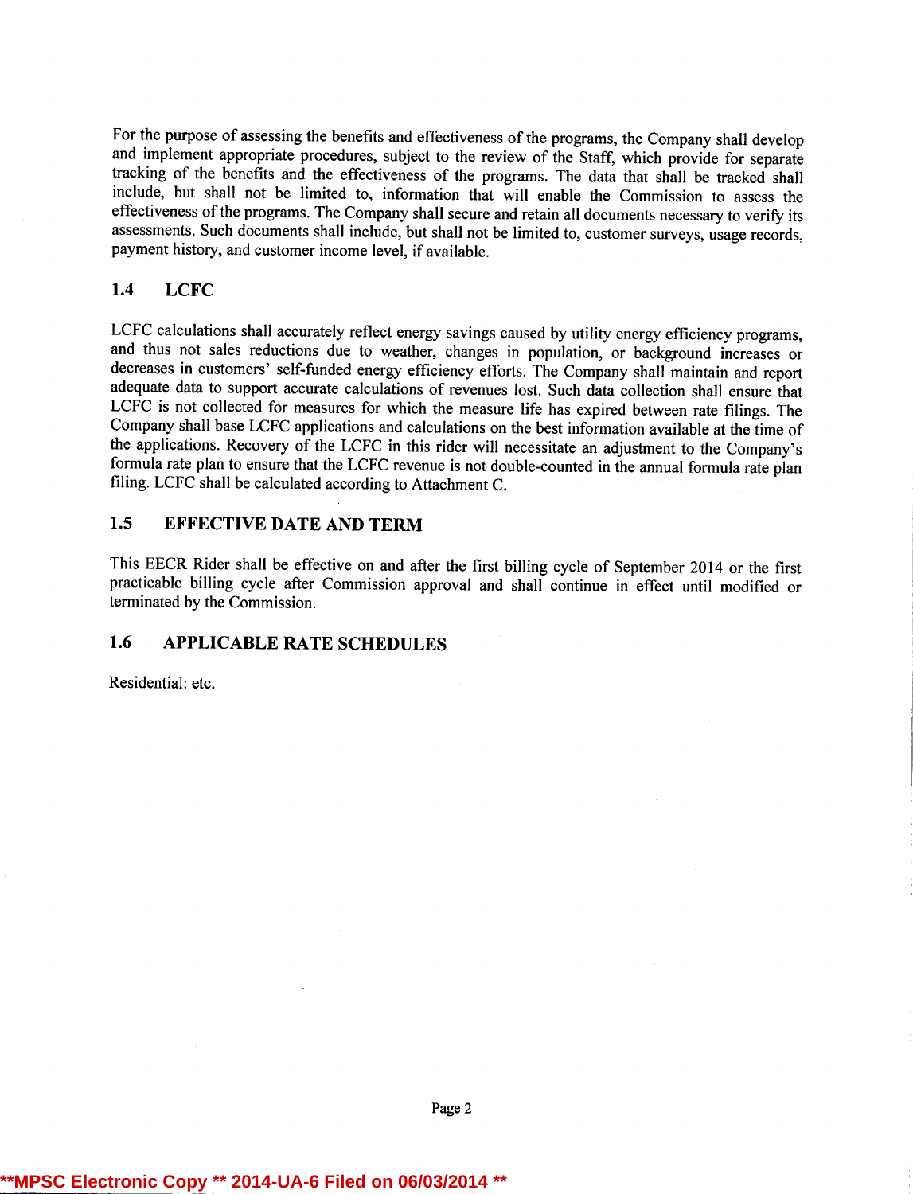For the purpose of assessing the benefits and effectiveness of the programs, the Company shall develop and implement appropriate procedures, subject to the review of the Staff, which provide for separate tracking of the benefits and the effectiveness of the programs. The data that shall be tracked shall include, but shall not be limited to, information that will enable the Commission to assess the effectiveness of the programs. The Company shall secure and retain all documents necessary to verify its assessments. Such documents shall include, but shall not be limited to, customer surveys, usage records, payment history, and customer income level, if available.

## 1.4 LCFC

LCFC calculations shall accurately reflect energy savings caused by utility energy efficiency programs, and thus not sales reductions due to weather, changes in population, or background increases or decreases in customers' self-funded energy efficiency efforts. The Company shall maintain and report adequate data to support accurate calculations of revenues lost. Such data collection shall ensure that LCFC is not collected for measures for which the measure life has expired between rate filings. The Company shall base LCFC applications and calculations on the best information available at the time of the applications. Recovery of the LCFC in this rider will necessitate an adjustment to the Company's formula rate plan to ensure that the LCFC revenue is not double-counted in the annual formula rate plan filing. LCFC shall be calculated according to Attachment C.

## 1.5 EFFECTIVE DATE AND TERM

This EECR Rider shall be effective on and after the first billing cycle of September 2014 or the first practicable billing cycle after Commission approval and shall continue in effect until modified or terminated by the Commission.

## 1.6 APPLICABLE RATE SCHEDULES

Residential: etc.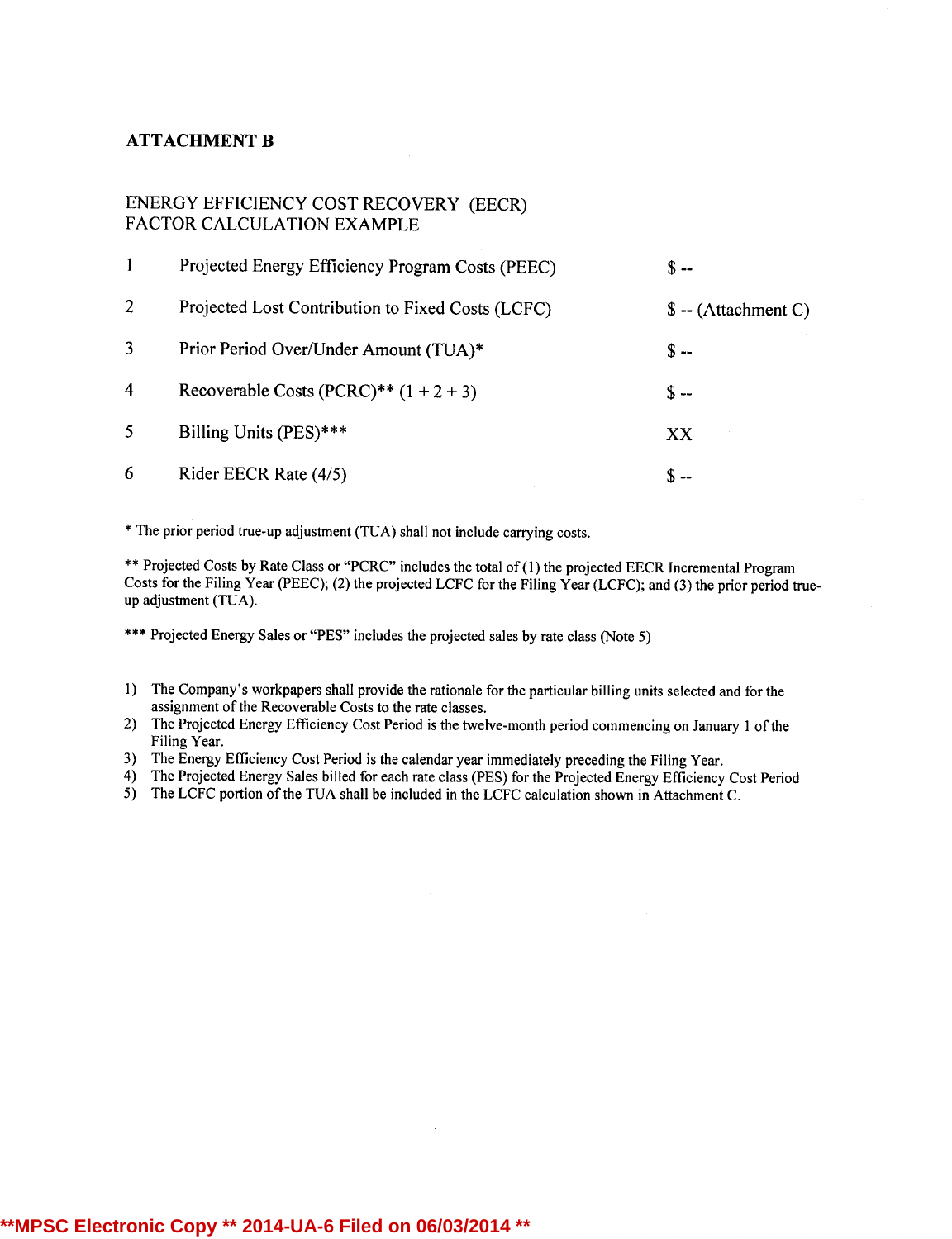# ATTACHMENT B

## ENERGY EFFICIENCY COST RECOVERY (EECR) FACTOR CALCULATION EXAMPLE

| | | |
|---|---|---|
| 1 | Projected Energy Efficiency Program Costs (PEEC) | $ -- |
| 2 | Projected Lost Contribution to Fixed Costs (LCFC) | $ -- (Attachment C) |
| 3 | Prior Period Over/Under Amount (TUA)* | $ -- |
| 4 | Recoverable Costs (PCRC)** (1 + 2 + 3) | $ -- |
| 5 | Billing Units (PES)*** | XX |
| 6 | Rider EECR Rate (4/5) | $ -- |

* The prior period true-up adjustment (TUA) shall not include carrying costs.

** Projected Costs by Rate Class or "PCRC" includes the total of (1) the projected EECR Incremental Program Costs for the Filing Year (PEEC); (2) the projected LCFC for the Filing Year (LCFC); and (3) the prior period true-up adjustment (TUA).

*** Projected Energy Sales or "PES" includes the projected sales by rate class (Note 5)

1) The Company's workpapers shall provide the rationale for the particular billing units selected and for the assignment of the Recoverable Costs to the rate classes.
2) The Projected Energy Efficiency Cost Period is the twelve-month period commencing on January 1 of the Filing Year.
3) The Energy Efficiency Cost Period is the calendar year immediately preceding the Filing Year.
4) The Projected Energy Sales billed for each rate class (PES) for the Projected Energy Efficiency Cost Period
5) The LCFC portion of the TUA shall be included in the LCFC calculation shown in Attachment C.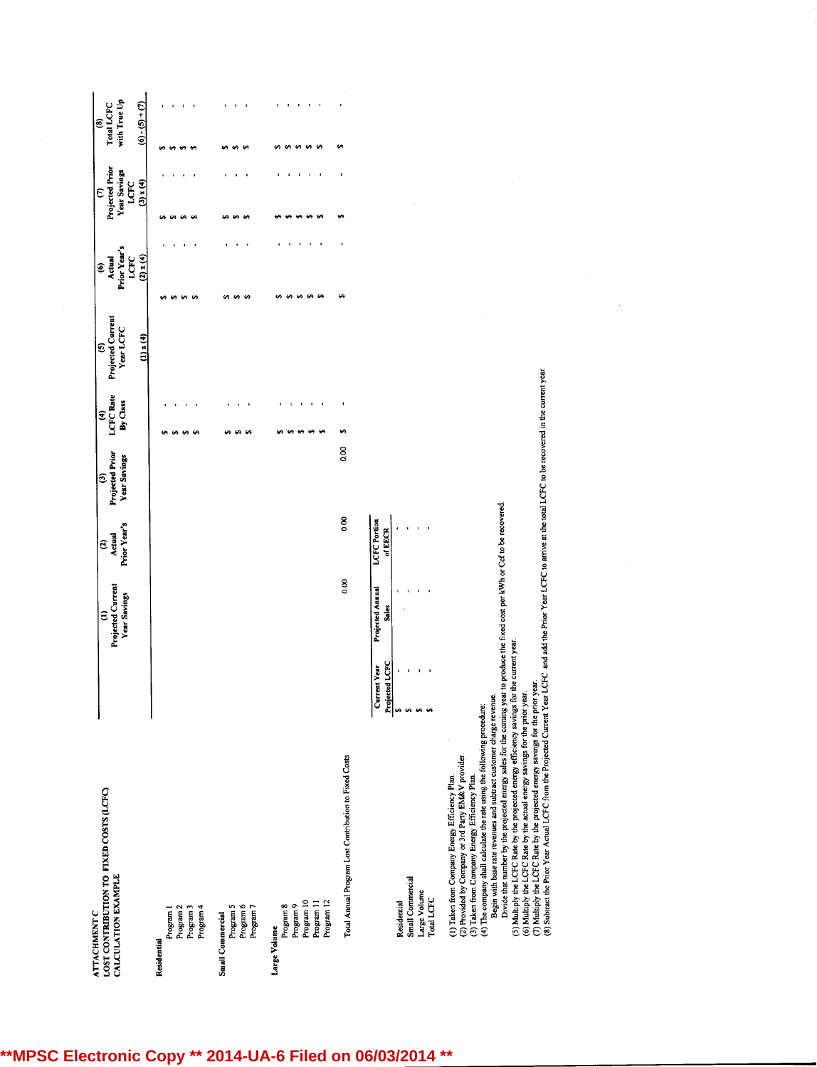# ATTACHMENT C

## LOST CONTRIBUTION TO FIXED COSTS (LCFC) CALCULATION EXAMPLE

| | (1) Projected Current Year Savings | (2) Actual Prior Year's | (3) Projected Prior Year Savings | (4) LCFC Rate By Class | (5) Projected Current Year LCFC (1) x (4) | (6) Actual Prior Year's LCFC (2) x (4) | (7) Projected Prior Year Savings LCFC (3) x (4) | (8) Total LCFC with True Up (6) - (5) + (7) |
|---|---|---|---|---|---|---|---|---|
| **Residential** | | | | | | | | |
| Program 1 | | | | $ - | | $ - | $ - | $ - |
| Program 2 | | | | $ - | | $ - | $ - | $ - |
| Program 3 | | | | $ - | | $ - | $ - | $ - |
| Program 4 | | | | $ - | | $ - | $ - | $ - |
| **Small Commercial** | | | | | | | | |
| Program 5 | | | | $ - | | $ - | $ - | $ - |
| Program 6 | | | | $ - | | $ - | $ - | $ - |
| Program 7 | | | | $ - | | $ - | $ - | $ - |
| **Large Volume** | | | | | | | | |
| Program 8 | | | | $ - | | $ - | $ - | $ - |
| Program 9 | | | | $ - | | $ - | $ - | $ - |
| Program 10 | | | | $ - | | $ - | $ - | $ - |
| Program 11 | | | | $ - | | $ - | $ - | $ - |
| Program 12 | | | | $ - | | $ - | $ - | $ - |
| Total Annual Program Lost Contribution to Fixed Costs | 0.00 | 0.00 | 0.00 | $ - | | $ - | $ - | $ - |

| | Current Year Projected LCFC | Projected Annual Sales | LCFC Portion of EECR |
|---|---|---|---|
| Residential | $ - | - | - |
| Small Commercial | $ - | - | - |
| Large Volume | $ - | - | - |
| Total LCFC | $ - | - | - |

(1) Taken from Company Energy Efficiency Plan.
(2) Provided by Company or 3rd Party EM&V provider.
(3) Taken from Company Energy Efficiency Plan.
(4) The company shall calculate the rate using the following procedure:
   Begin with base rate revenues and subtract customer charge revenue.
   Divide that number by the projected energy sales for the coming year to produce the fixed cost per kWh or Ccf to be recovered.
(5) Multiply the LCFC Rate by the projected energy efficiency savings for the current year.
(6) Multiply the LCFC Rate by the actual energy savings for the prior year.
(7) Multiply the LCFC Rate by the projected energy savings for the prior year.
(8) Subtract the Prior Year Actual LCFC from the Projected Current Year LCFC and add the Prior Year LCFC to arrive at the total LCFC to be recovered in the current year.

**MPSC Electronic Copy ** 2014-UA-6 Filed on 06/03/2014 **